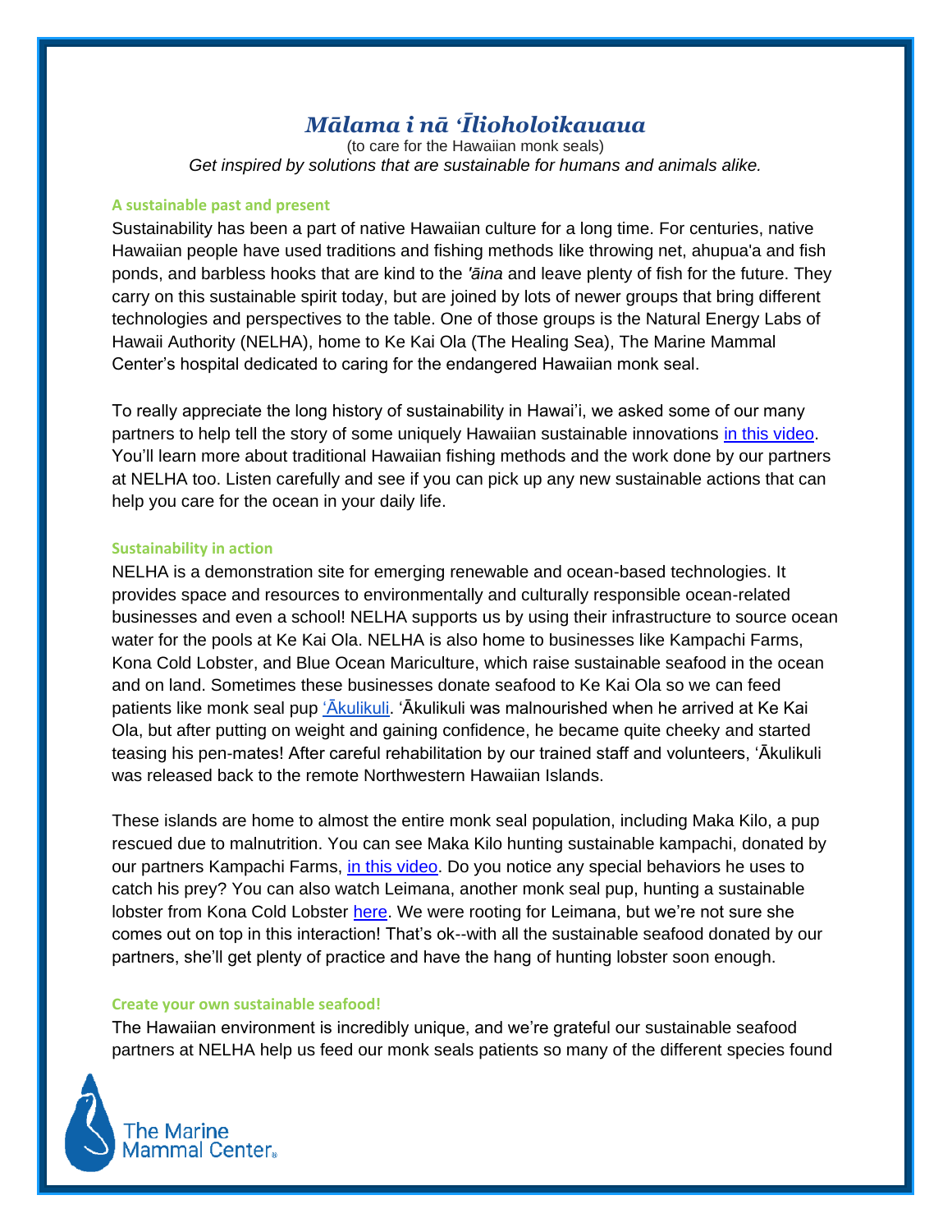# *Mālama i nā ʻĪlioholoikauaua*

(to care for the Hawaiian monk seals)

*Get inspired by solutions that are sustainable for humans and animals alike.*

### A sustainable past and present

Sustainability has been a part of native Hawaiian culture for a long time. For centuries, native Hawaiian people have used traditions and fishing methods like throwing net, ahupua'a and fish ponds, and barbless hooks that are kind to the *'āina* and leave plenty of fish for the future. They carry on this sustainable spirit today, but are joined by lots of newer groups that bring different technologies and perspectives to the table. One of those groups is the Natural Energy Labs of Hawaii Authority (NELHA), home to Ke Kai Ola (The Healing Sea), The Marine Mammal Center's hospital dedicated to caring for the endangered Hawaiian monk seal.

To really appreciate the long history of sustainability in Hawai'i, we asked some of our many partners to help tell the story of some uniquely Hawaiian sustainable innovations in this video. You'll learn more about traditional Hawaiian fishing methods and the work done by our partners at NELHA too. Listen carefully and see if you can pick up any new sustainable actions that can help you care for the ocean in your daily life.

### Sustainability in action

NELHA is a demonstration site for emerging renewable and ocean-based technologies. It provides space and resources to environmentally and culturally responsible ocean-related businesses and even a school! NELHA supports us by using their infrastructure to source ocean water for the pools at Ke Kai Ola. NELHA is also home to businesses like Kampachi Farms, Kona Cold Lobster, and Blue Ocean Mariculture, which raise sustainable seafood in the ocean and on land. Sometimes these businesses donate seafood to Ke Kai Ola so we can feed patients like monk seal pup ʻĀkulikuli. ʻĀkulikuli was malnourished when he arrived at Ke Kai Ola, but after putting on weight and gaining confidence, he became quite cheeky and started teasing his pen-mates! After careful rehabilitation by our trained staff and volunteers, ʻĀkulikuli was released back to the remote Northwestern Hawaiian Islands.

These islands are home to almost the entire monk seal population, including Maka Kilo, a pup rescued due to malnutrition. You can see Maka Kilo hunting sustainable kampachi, donated by our partners Kampachi Farms, in this video. Do you notice any special behaviors he uses to catch his prey? You can also watch Leimana, another monk seal pup, hunting a sustainable lobster from Kona Cold Lobster here. We were rooting for Leimana, but we're not sure she comes out on top in this interaction! That's ok--with all the sustainable seafood donated by our partners, she'll get plenty of practice and have the hang of hunting lobster soon enough.

### Create your own sustainable seafood!

The Hawaiian environment is incredibly unique, and we're grateful our sustainable seafood partners at NELHA help us feed our monk seals patients so many of the different species found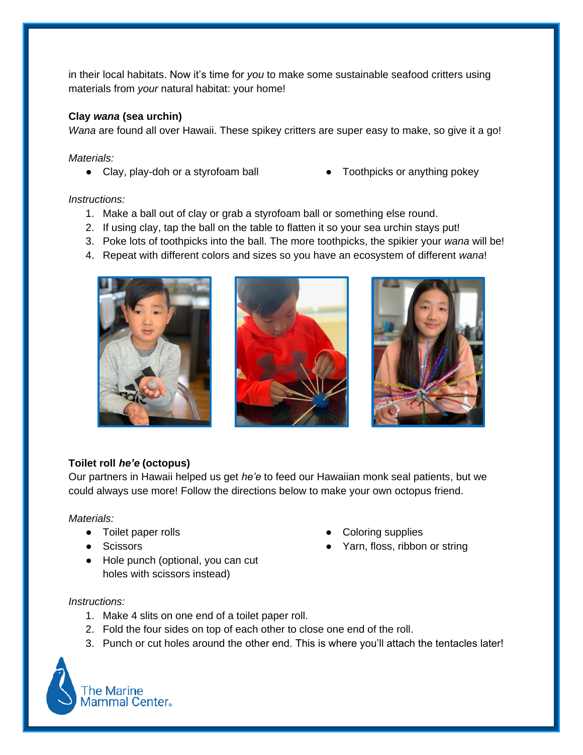in their local habitats. Now it's time for *you* to make some sustainable seafood critters using materials from *your* natural habitat: your home!

**Clay *wana* (sea urchin)**

*Wana* are found all over Hawaii. These spikey critters are super easy to make, so give it a go!

*Materials:*

- Clay, play-doh or a styrofoam ball
- Toothpicks or anything pokey

*Instructions:*

1. Make a ball out of clay or grab a styrofoam ball or something else round.
2. If using clay, tap the ball on the table to flatten it so your sea urchin stays put!
3. Poke lots of toothpicks into the ball. The more toothpicks, the spikier your *wana* will be!
4. Repeat with different colors and sizes so you have an ecosystem of different *wana*!

**Toilet roll *he'e* (octopus)**

Our partners in Hawaii helped us get *he'e* to feed our Hawaiian monk seal patients, but we could always use more! Follow the directions below to make your own octopus friend.

*Materials:*

- Toilet paper rolls
- Scissors
- Hole punch (optional, you can cut holes with scissors instead)
- Coloring supplies
- Yarn, floss, ribbon or string

*Instructions:*

1. Make 4 slits on one end of a toilet paper roll.
2. Fold the four sides on top of each other to close one end of the roll.
3. Punch or cut holes around the other end. This is where you'll attach the tentacles later!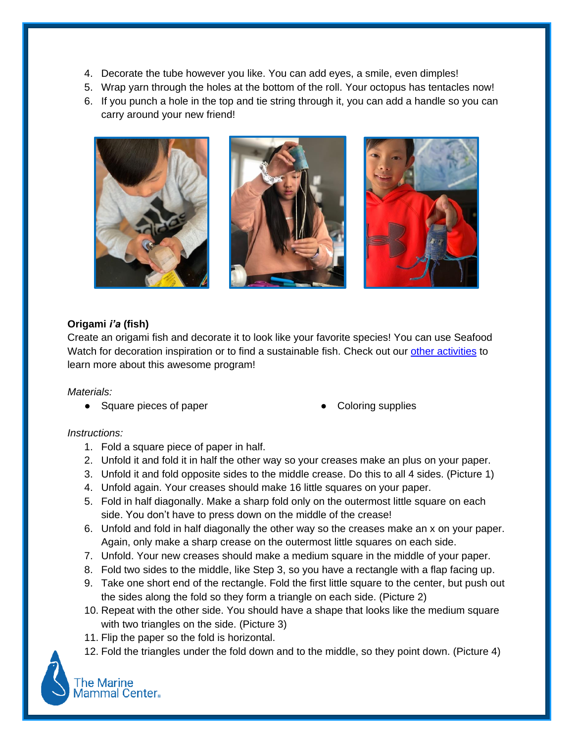4. Decorate the tube however you like. You can add eyes, a smile, even dimples!
5. Wrap yarn through the holes at the bottom of the roll. Your octopus has tentacles now!
6. If you punch a hole in the top and tie string through it, you can add a handle so you can carry around your new friend!

**Origami *i'a* (fish)**

Create an origami fish and decorate it to look like your favorite species! You can use Seafood Watch for decoration inspiration or to find a sustainable fish. Check out our [other activities](#) to learn more about this awesome program!

*Materials:*

- Square pieces of paper
- Coloring supplies

*Instructions:*

1. Fold a square piece of paper in half.
2. Unfold it and fold it in half the other way so your creases make an plus on your paper.
3. Unfold it and fold opposite sides to the middle crease. Do this to all 4 sides. (Picture 1)
4. Unfold again. Your creases should make 16 little squares on your paper.
5. Fold in half diagonally. Make a sharp fold only on the outermost little square on each side. You don't have to press down on the middle of the crease!
6. Unfold and fold in half diagonally the other way so the creases make an x on your paper. Again, only make a sharp crease on the outermost little squares on each side.
7. Unfold. Your new creases should make a medium square in the middle of your paper.
8. Fold two sides to the middle, like Step 3, so you have a rectangle with a flap facing up.
9. Take one short end of the rectangle. Fold the first little square to the center, but push out the sides along the fold so they form a triangle on each side. (Picture 2)
10. Repeat with the other side. You should have a shape that looks like the medium square with two triangles on the side. (Picture 3)
11. Flip the paper so the fold is horizontal.
12. Fold the triangles under the fold down and to the middle, so they point down. (Picture 4)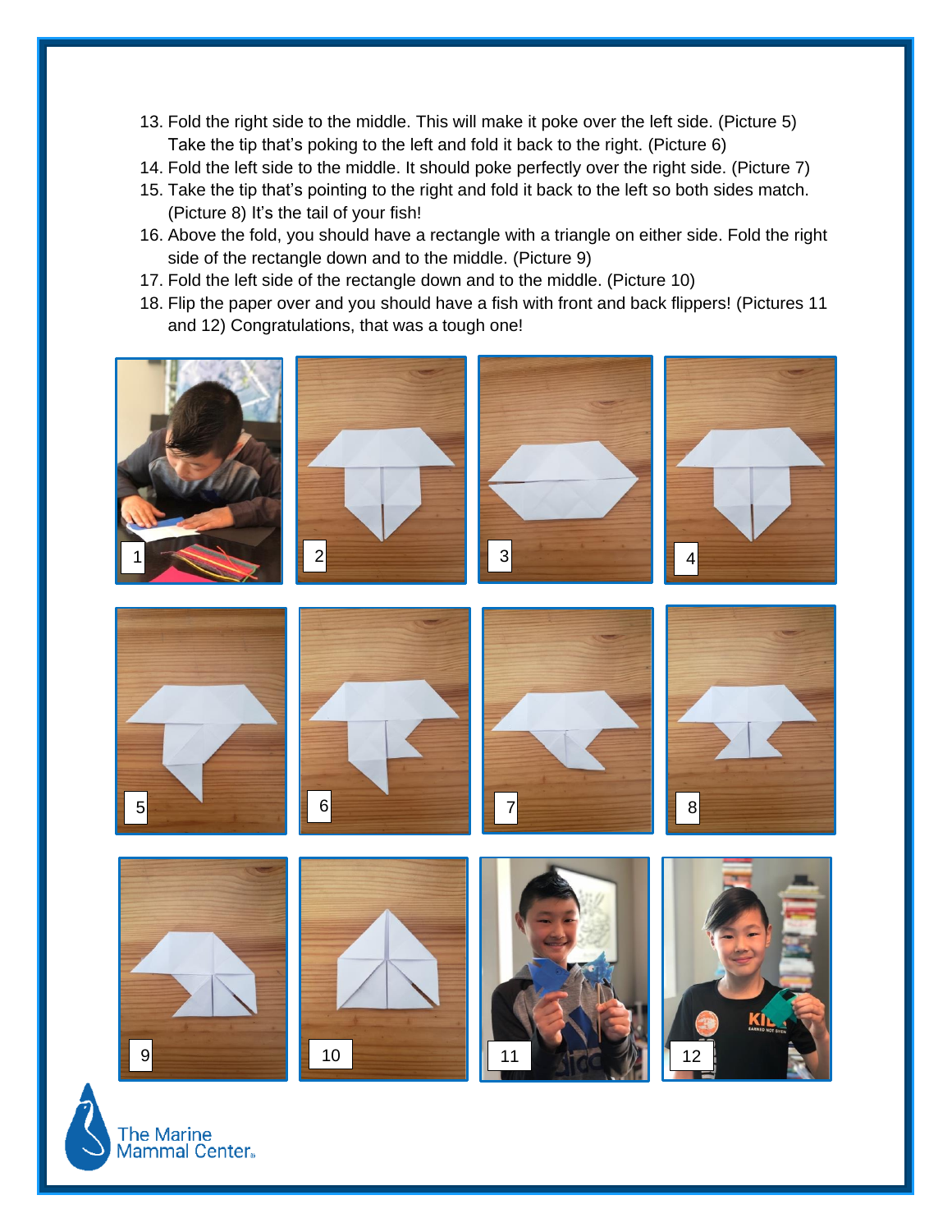13. Fold the right side to the middle. This will make it poke over the left side. (Picture 5) Take the tip that's poking to the left and fold it back to the right. (Picture 6)
14. Fold the left side to the middle. It should poke perfectly over the right side. (Picture 7)
15. Take the tip that's pointing to the right and fold it back to the left so both sides match. (Picture 8) It's the tail of your fish!
16. Above the fold, you should have a rectangle with a triangle on either side. Fold the right side of the rectangle down and to the middle. (Picture 9)
17. Fold the left side of the rectangle down and to the middle. (Picture 10)
18. Flip the paper over and you should have a fish with front and back flippers! (Pictures 11 and 12) Congratulations, that was a tough one!

1

2

3

4

5

6

7

8

9

10

11

12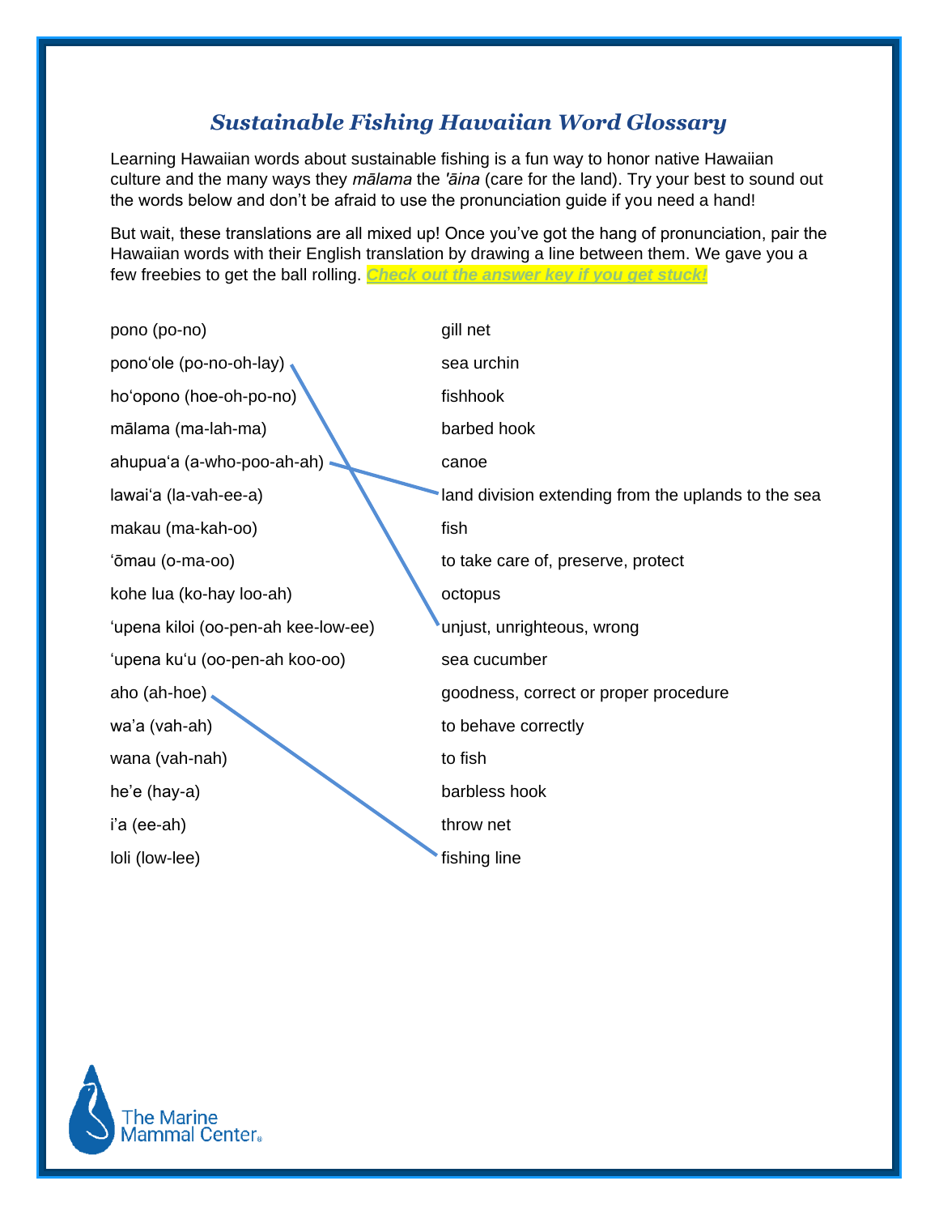## *Sustainable Fishing Hawaiian Word Glossary*

Learning Hawaiian words about sustainable fishing is a fun way to honor native Hawaiian culture and the many ways they *mālama* the *'āina* (care for the land). Try your best to sound out the words below and don't be afraid to use the pronunciation guide if you need a hand!

But wait, these translations are all mixed up! Once you've got the hang of pronunciation, pair the Hawaiian words with their English translation by drawing a line between them. We gave you a few freebies to get the ball rolling. ***Check out the answer key if you get stuck!***

| | |
|---|---|
| pono (po-no) | gill net |
| ponoʻole (po-no-oh-lay) | sea urchin |
| hoʻopono (hoe-oh-po-no) | fishhook |
| mālama (ma-lah-ma) | barbed hook |
| ahupuaʻa (a-who-poo-ah-ah) | canoe |
| lawaiʻa (la-vah-ee-a) | land division extending from the uplands to the sea |
| makau (ma-kah-oo) | fish |
| ʻōmau (o-ma-oo) | to take care of, preserve, protect |
| kohe lua (ko-hay loo-ah) | octopus |
| ʻupena kiloi (oo-pen-ah kee-low-ee) | unjust, unrighteous, wrong |
| ʻupena kuʻu (oo-pen-ah koo-oo) | sea cucumber |
| aho (ah-hoe) | goodness, correct or proper procedure |
| wa'a (vah-ah) | to behave correctly |
| wana (vah-nah) | to fish |
| he'e (hay-a) | barbless hook |
| i'a (ee-ah) | throw net |
| loli (low-lee) | fishing line |

The Marine Mammal Center